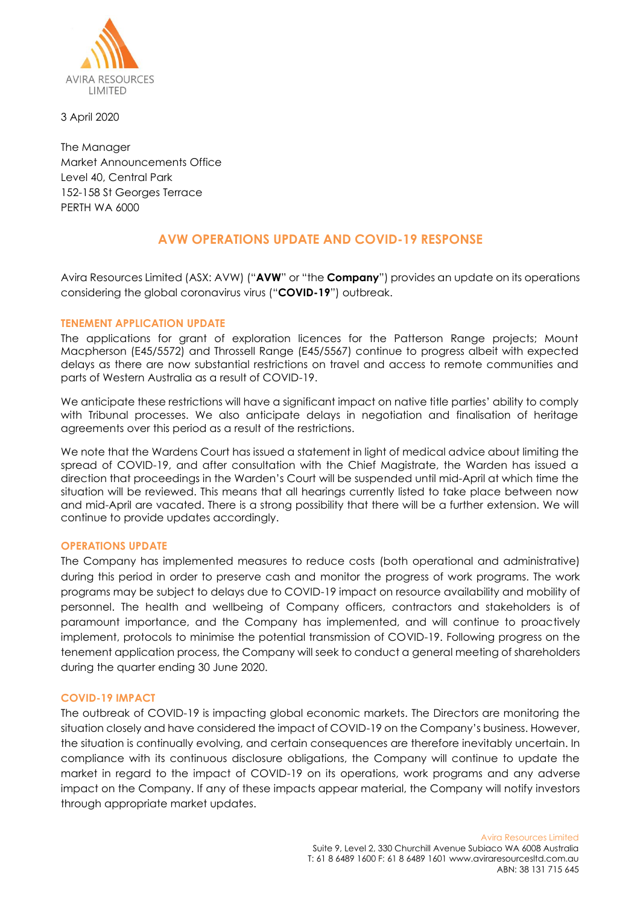AVIRA RESOURCES LIMITED

3 April 2020

The Manager
Market Announcements Office
Level 40, Central Park
152-158 St Georges Terrace
PERTH WA 6000

# AVW OPERATIONS UPDATE AND COVID-19 RESPONSE

Avira Resources Limited (ASX: AVW) ("**AVW**" or "the **Company**") provides an update on its operations considering the global coronavirus virus ("**COVID-19**") outbreak.

## TENEMENT APPLICATION UPDATE

The applications for grant of exploration licences for the Patterson Range projects; Mount Macpherson (E45/5572) and Throssell Range (E45/5567) continue to progress albeit with expected delays as there are now substantial restrictions on travel and access to remote communities and parts of Western Australia as a result of COVID-19.

We anticipate these restrictions will have a significant impact on native title parties' ability to comply with Tribunal processes. We also anticipate delays in negotiation and finalisation of heritage agreements over this period as a result of the restrictions.

We note that the Wardens Court has issued a statement in light of medical advice about limiting the spread of COVID-19, and after consultation with the Chief Magistrate, the Warden has issued a direction that proceedings in the Warden's Court will be suspended until mid-April at which time the situation will be reviewed. This means that all hearings currently listed to take place between now and mid-April are vacated. There is a strong possibility that there will be a further extension. We will continue to provide updates accordingly.

## OPERATIONS UPDATE

The Company has implemented measures to reduce costs (both operational and administrative) during this period in order to preserve cash and monitor the progress of work programs. The work programs may be subject to delays due to COVID-19 impact on resource availability and mobility of personnel. The health and wellbeing of Company officers, contractors and stakeholders is of paramount importance, and the Company has implemented, and will continue to proactively implement, protocols to minimise the potential transmission of COVID-19. Following progress on the tenement application process, the Company will seek to conduct a general meeting of shareholders during the quarter ending 30 June 2020.

## COVID-19 IMPACT

The outbreak of COVID-19 is impacting global economic markets. The Directors are monitoring the situation closely and have considered the impact of COVID-19 on the Company's business. However, the situation is continually evolving, and certain consequences are therefore inevitably uncertain. In compliance with its continuous disclosure obligations, the Company will continue to update the market in regard to the impact of COVID-19 on its operations, work programs and any adverse impact on the Company. If any of these impacts appear material, the Company will notify investors through appropriate market updates.

Avira Resources Limited
Suite 9, Level 2, 330 Churchill Avenue Subiaco WA 6008 Australia
T: 61 8 6489 1600 F: 61 8 6489 1601 www.aviraresourcesltd.com.au
ABN: 38 131 715 645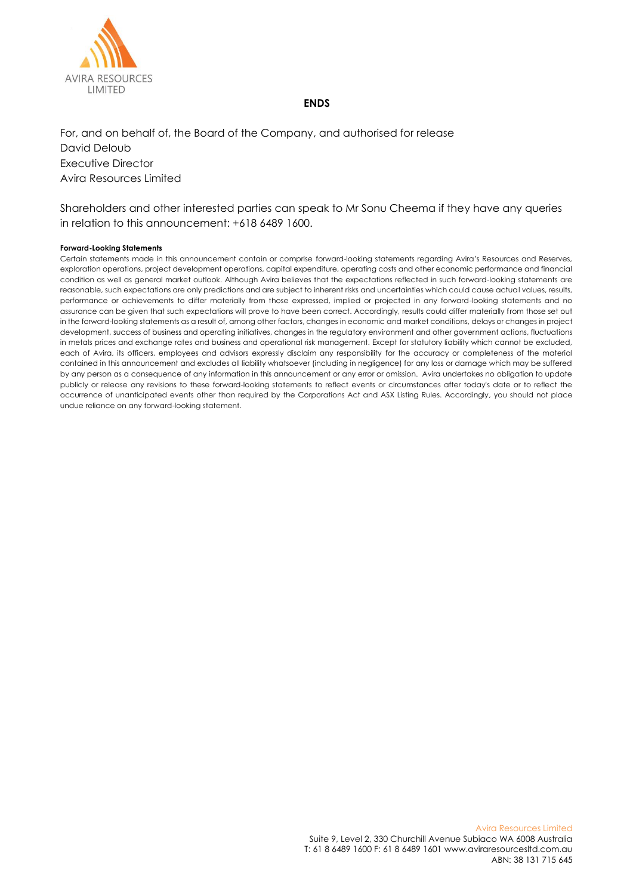**ENDS**

For, and on behalf of, the Board of the Company, and authorised for release
David Deloub
Executive Director
Avira Resources Limited

Shareholders and other interested parties can speak to Mr Sonu Cheema if they have any queries in relation to this announcement: +618 6489 1600.

**Forward-Looking Statements**

Certain statements made in this announcement contain or comprise forward-looking statements regarding Avira's Resources and Reserves, exploration operations, project development operations, capital expenditure, operating costs and other economic performance and financial condition as well as general market outlook. Although Avira believes that the expectations reflected in such forward-looking statements are reasonable, such expectations are only predictions and are subject to inherent risks and uncertainties which could cause actual values, results, performance or achievements to differ materially from those expressed, implied or projected in any forward-looking statements and no assurance can be given that such expectations will prove to have been correct. Accordingly, results could differ materially from those set out in the forward-looking statements as a result of, among other factors, changes in economic and market conditions, delays or changes in project development, success of business and operating initiatives, changes in the regulatory environment and other government actions, fluctuations in metals prices and exchange rates and business and operational risk management. Except for statutory liability which cannot be excluded, each of Avira, its officers, employees and advisors expressly disclaim any responsibility for the accuracy or completeness of the material contained in this announcement and excludes all liability whatsoever (including in negligence) for any loss or damage which may be suffered by any person as a consequence of any information in this announcement or any error or omission. Avira undertakes no obligation to update publicly or release any revisions to these forward-looking statements to reflect events or circumstances after today's date or to reflect the occurrence of unanticipated events other than required by the Corporations Act and ASX Listing Rules. Accordingly, you should not place undue reliance on any forward-looking statement.

Avira Resources Limited
Suite 9, Level 2, 330 Churchill Avenue Subiaco WA 6008 Australia
T: 61 8 6489 1600 F: 61 8 6489 1601 www.aviraresourcesltd.com.au
ABN: 38 131 715 645